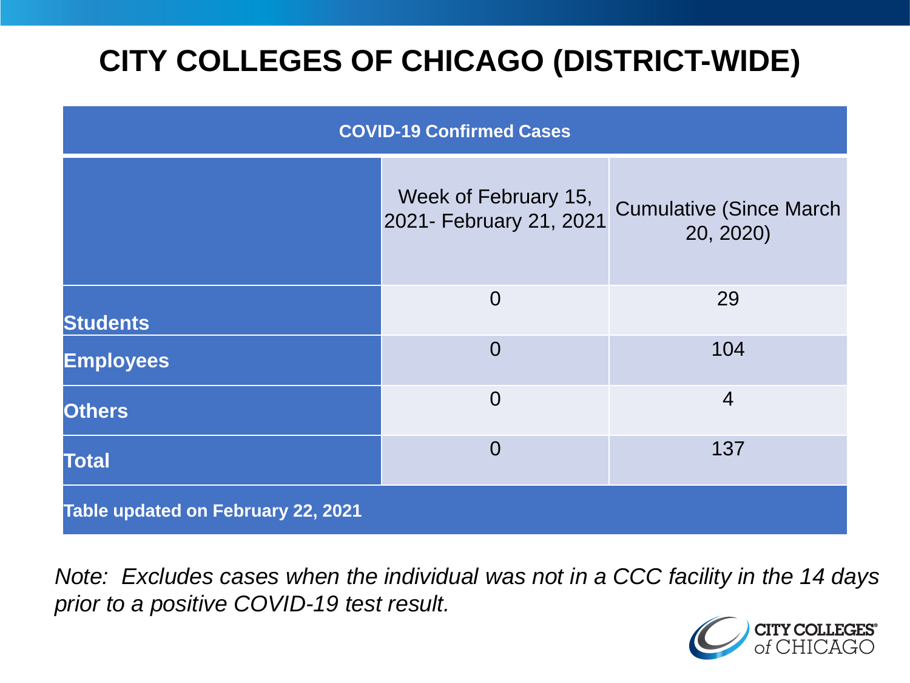# CITY COLLEGES OF CHICAGO (DISTRICT-WIDE)

| COVID-19 Confirmed Cases | | |
|---|---|---|
| | Week of February 15, 2021- February 21, 2021 | Cumulative (Since March 20, 2020) |
| **Students** | 0 | 29 |
| **Employees** | 0 | 104 |
| **Others** | 0 | 4 |
| **Total** | 0 | 137 |
| **Table updated on February 22, 2021** | | |

*Note: Excludes cases when the individual was not in a CCC facility in the 14 days prior to a positive COVID-19 test result.*

CITY COLLEGES of CHICAGO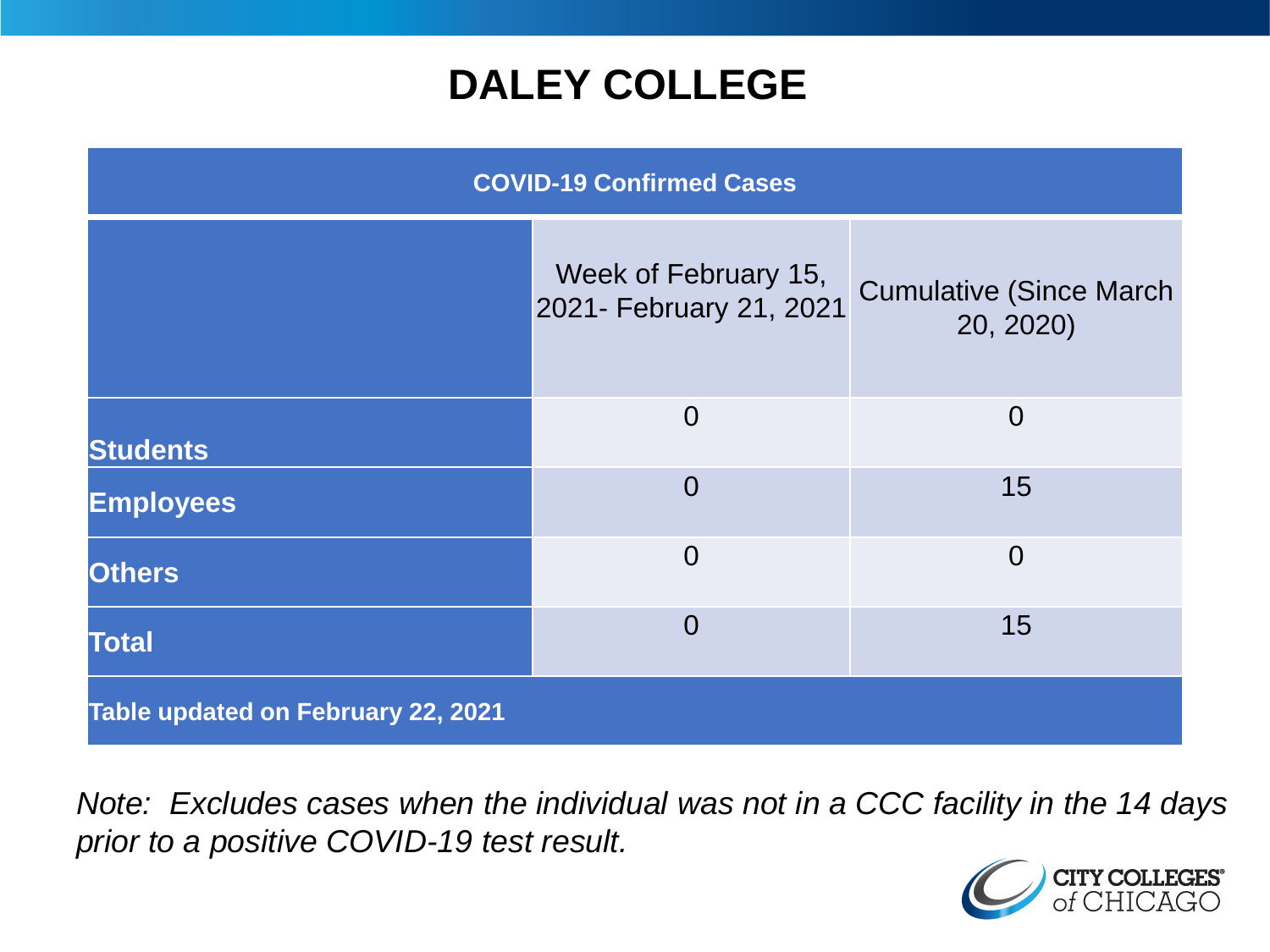# DALEY COLLEGE

| COVID-19 Confirmed Cases | | |
|---|---|---|
| | Week of February 15, 2021- February 21, 2021 | Cumulative (Since March 20, 2020) |
| **Students** | 0 | 0 |
| **Employees** | 0 | 15 |
| **Others** | 0 | 0 |
| **Total** | 0 | 15 |
| **Table updated on February 22, 2021** | | |

*Note: Excludes cases when the individual was not in a CCC facility in the 14 days prior to a positive COVID-19 test result.*

CITY COLLEGES of CHICAGO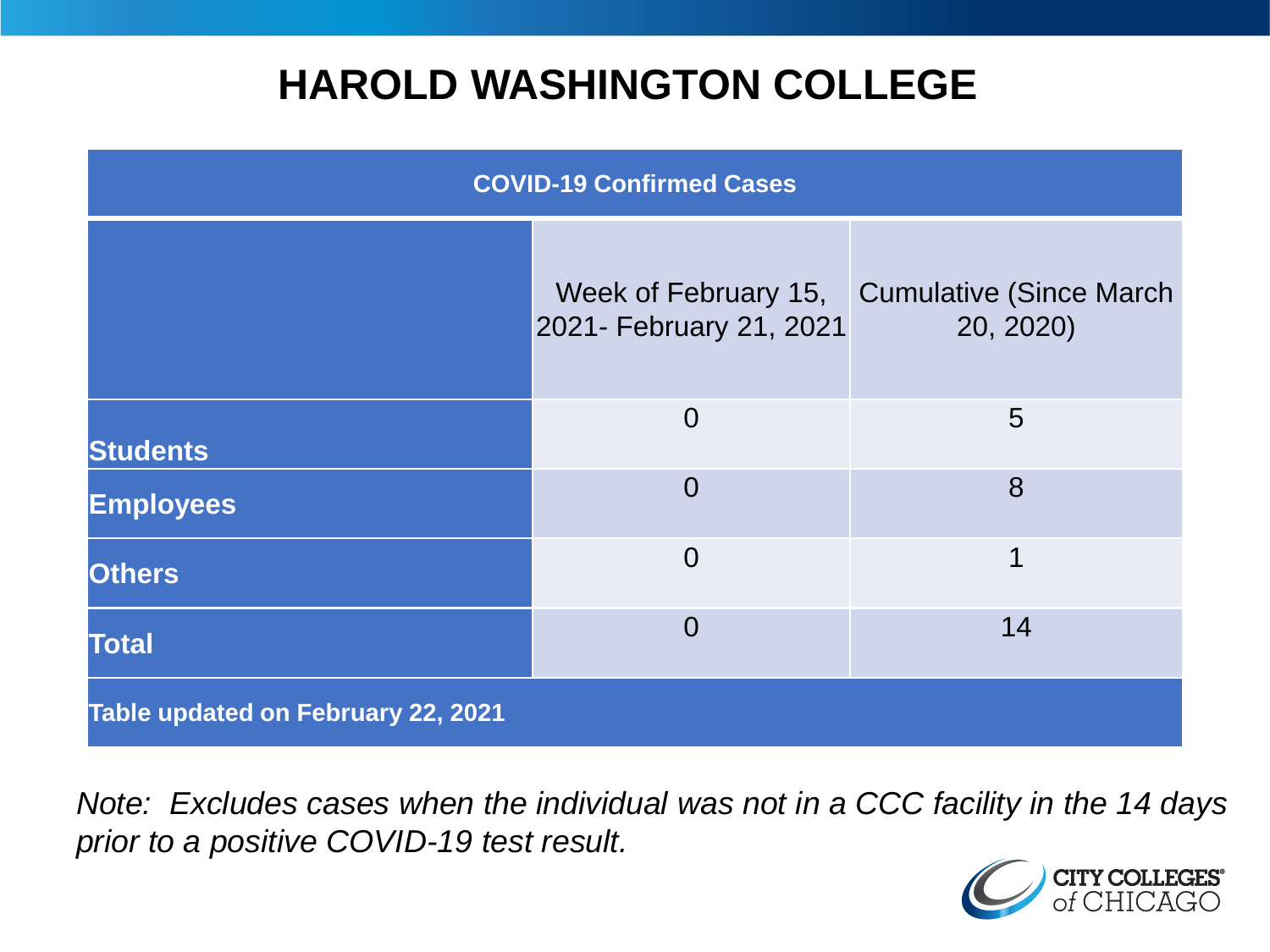# HAROLD WASHINGTON COLLEGE

| COVID-19 Confirmed Cases | | |
|---|---|---|
| | Week of February 15, 2021- February 21, 2021 | Cumulative (Since March 20, 2020) |
| **Students** | 0 | 5 |
| **Employees** | 0 | 8 |
| **Others** | 0 | 1 |
| **Total** | 0 | 14 |
| **Table updated on February 22, 2021** | | |

*Note: Excludes cases when the individual was not in a CCC facility in the 14 days prior to a positive COVID-19 test result.*

CITY COLLEGES of CHICAGO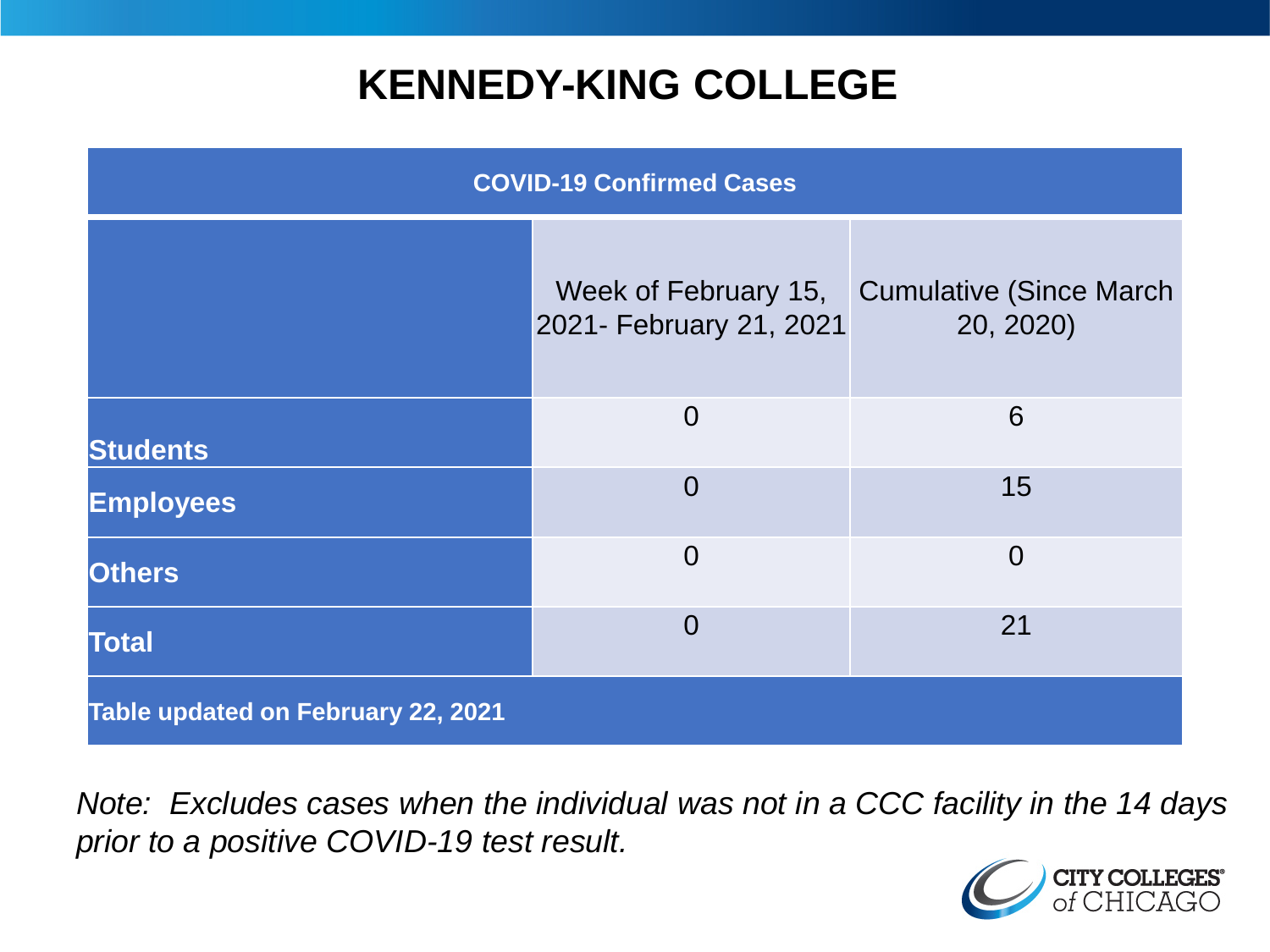# KENNEDY-KING COLLEGE

| COVID-19 Confirmed Cases | | |
|---|---|---|
| | Week of February 15, 2021- February 21, 2021 | Cumulative (Since March 20, 2020) |
| **Students** | 0 | 6 |
| **Employees** | 0 | 15 |
| **Others** | 0 | 0 |
| **Total** | 0 | 21 |
| **Table updated on February 22, 2021** | | |

*Note: Excludes cases when the individual was not in a CCC facility in the 14 days prior to a positive COVID-19 test result.*

CITY COLLEGES of CHICAGO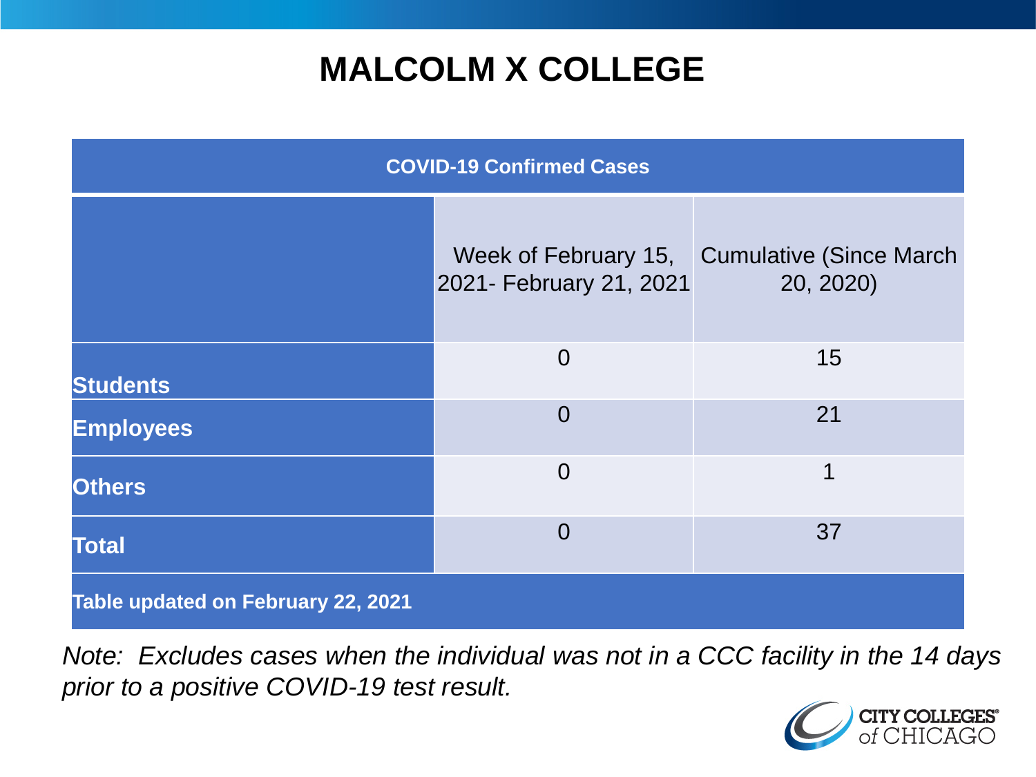# MALCOLM X COLLEGE

| COVID-19 Confirmed Cases | | |
|---|---|---|
| | Week of February 15, 2021- February 21, 2021 | Cumulative (Since March 20, 2020) |
| **Students** | 0 | 15 |
| **Employees** | 0 | 21 |
| **Others** | 0 | 1 |
| **Total** | 0 | 37 |
| **Table updated on February 22, 2021** | | |

*Note: Excludes cases when the individual was not in a CCC facility in the 14 days prior to a positive COVID-19 test result.*

CITY COLLEGES of CHICAGO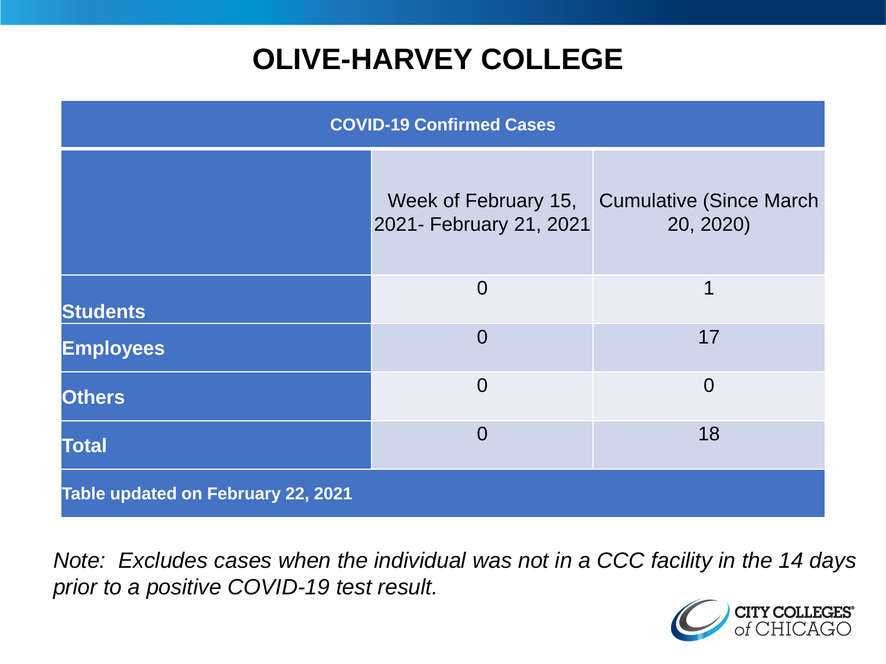# OLIVE-HARVEY COLLEGE

| COVID-19 Confirmed Cases | | |
|---|---|---|
| | Week of February 15, 2021- February 21, 2021 | Cumulative (Since March 20, 2020) |
| **Students** | 0 | 1 |
| **Employees** | 0 | 17 |
| **Others** | 0 | 0 |
| **Total** | 0 | 18 |
| **Table updated on February 22, 2021** | | |

*Note: Excludes cases when the individual was not in a CCC facility in the 14 days prior to a positive COVID-19 test result.*

CITY COLLEGES of CHICAGO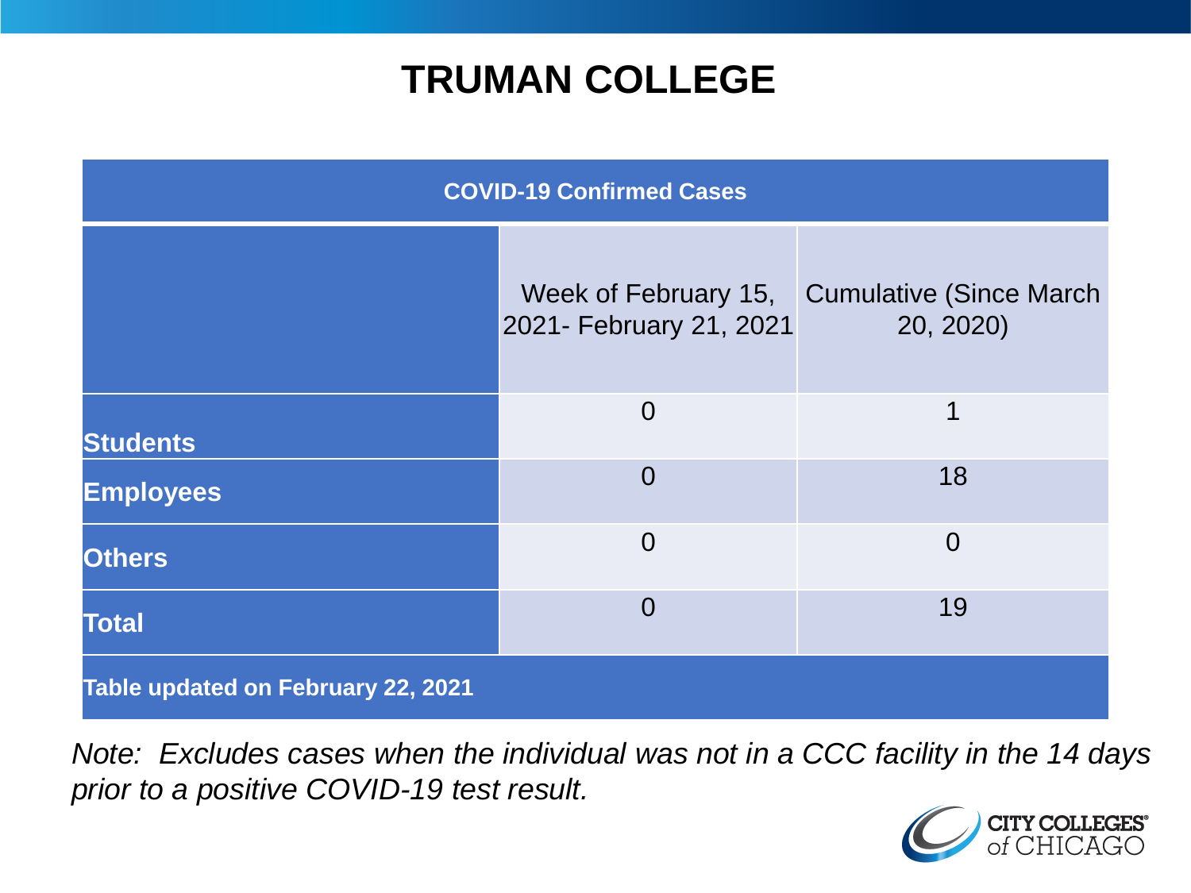# TRUMAN COLLEGE

| COVID-19 Confirmed Cases | | |
|---|---|---|
| | Week of February 15, 2021- February 21, 2021 | Cumulative (Since March 20, 2020) |
| **Students** | 0 | 1 |
| **Employees** | 0 | 18 |
| **Others** | 0 | 0 |
| **Total** | 0 | 19 |
| **Table updated on February 22, 2021** | | |

*Note: Excludes cases when the individual was not in a CCC facility in the 14 days prior to a positive COVID-19 test result.*

CITY COLLEGES of CHICAGO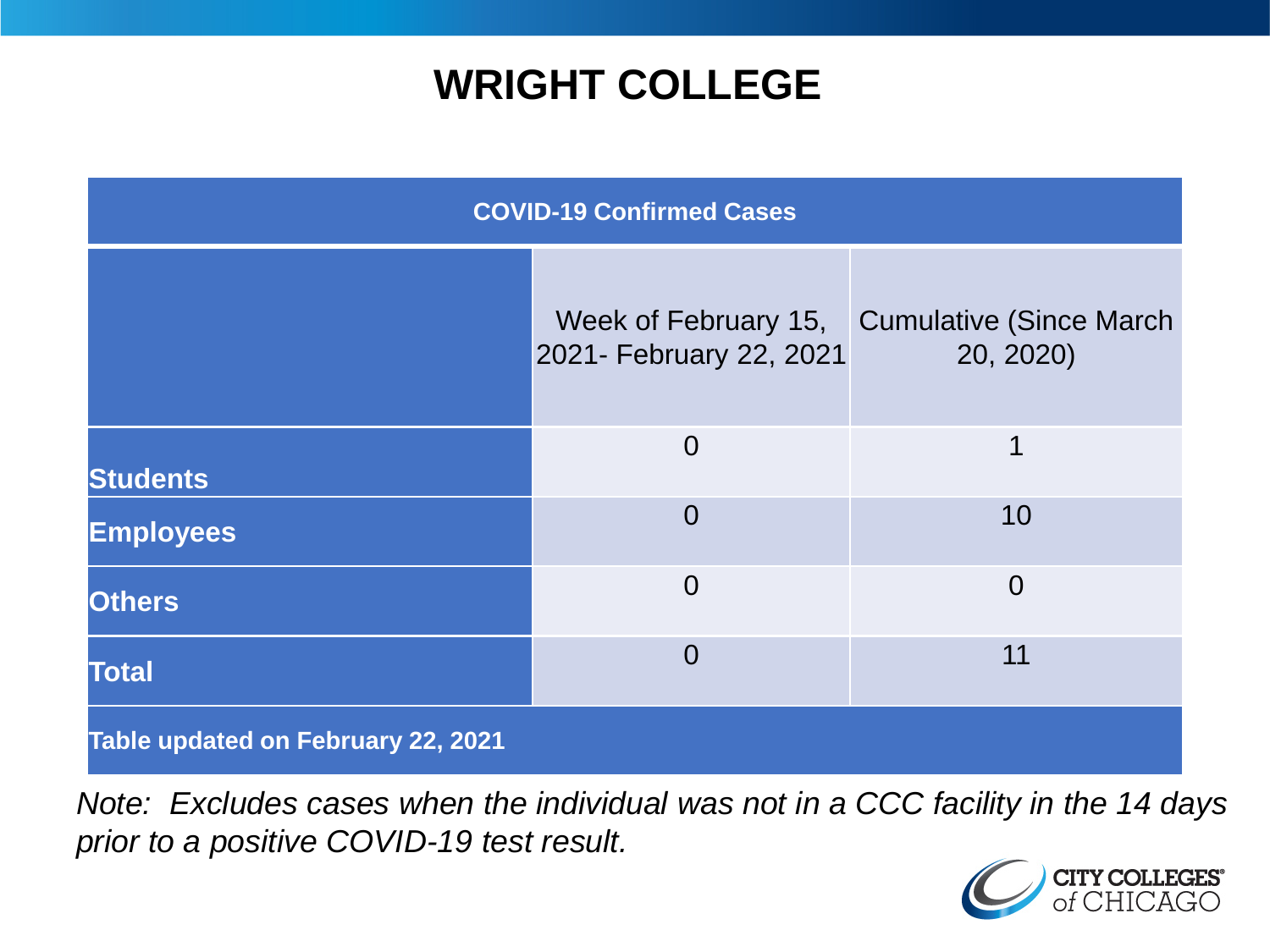# WRIGHT COLLEGE

| COVID-19 Confirmed Cases | | |
|---|---|---|
| | Week of February 15, 2021- February 22, 2021 | Cumulative (Since March 20, 2020) |
| **Students** | 0 | 1 |
| **Employees** | 0 | 10 |
| **Others** | 0 | 0 |
| **Total** | 0 | 11 |
| **Table updated on February 22, 2021** | | |

*Note: Excludes cases when the individual was not in a CCC facility in the 14 days prior to a positive COVID-19 test result.*

CITY COLLEGES of CHICAGO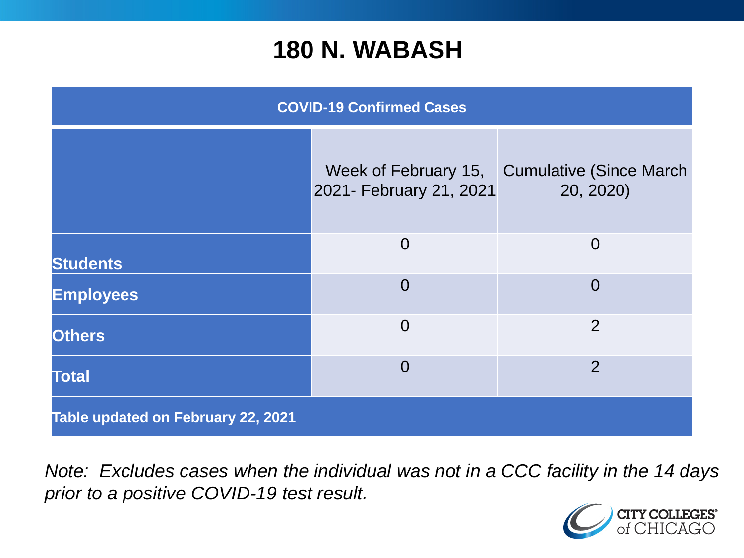# 180 N. WABASH

| COVID-19 Confirmed Cases | | |
|---|---|---|
| | Week of February 15, 2021- February 21, 2021 | Cumulative (Since March 20, 2020) |
| **Students** | 0 | 0 |
| **Employees** | 0 | 0 |
| **Others** | 0 | 2 |
| **Total** | 0 | 2 |
| **Table updated on February 22, 2021** | | |

*Note: Excludes cases when the individual was not in a CCC facility in the 14 days prior to a positive COVID-19 test result.*

CITY COLLEGES of CHICAGO